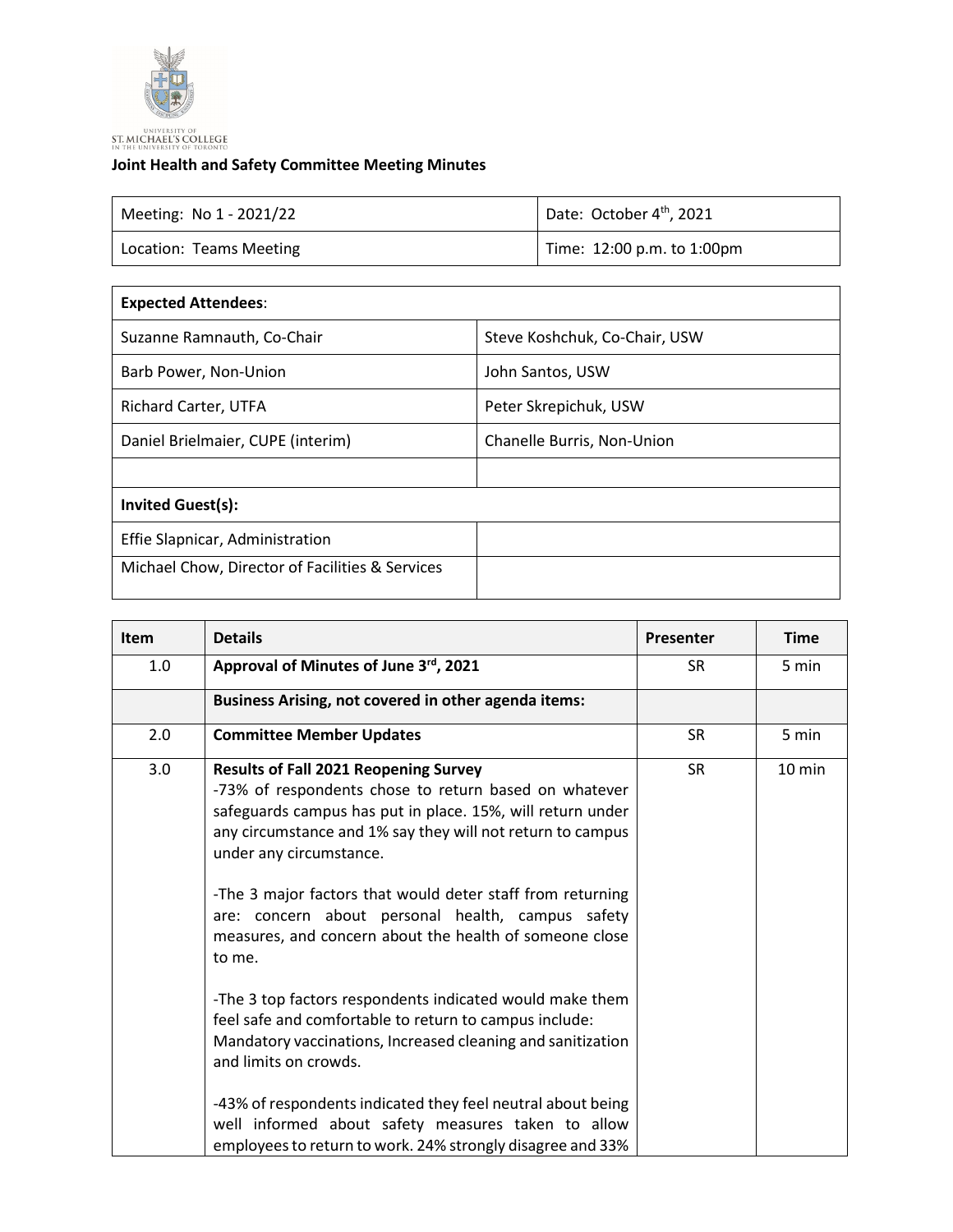**Joint Health and Safety Committee Meeting Minutes**

| Meeting: No 1 - 2021/22 | Date: October 4th, 2021 |
| --- | --- |
| Location: Teams Meeting | Time: 12:00 p.m. to 1:00pm |

| **Expected Attendees**: | |
| --- | --- |
| Suzanne Ramnauth, Co-Chair | Steve Koshchuk, Co-Chair, USW |
| Barb Power, Non-Union | John Santos, USW |
| Richard Carter, UTFA | Peter Skrepichuk, USW |
| Daniel Brielmaier, CUPE (interim) | Chanelle Burris, Non-Union |
| | |
| **Invited Guest(s):** | |
| Effie Slapnicar, Administration | |
| Michael Chow, Director of Facilities & Services | |

| Item | Details | Presenter | Time |
| --- | --- | --- | --- |
| 1.0 | **Approval of Minutes of June 3rd, 2021** | SR | 5 min |
| | **Business Arising, not covered in other agenda items:** | | |
| 2.0 | **Committee Member Updates** | SR | 5 min |
| 3.0 | **Results of Fall 2021 Reopening Survey**<br>-73% of respondents chose to return based on whatever safeguards campus has put in place. 15%, will return under any circumstance and 1% say they will not return to campus under any circumstance.<br><br>-The 3 major factors that would deter staff from returning are: concern about personal health, campus safety measures, and concern about the health of someone close to me.<br><br>-The 3 top factors respondents indicated would make them feel safe and comfortable to return to campus include: Mandatory vaccinations, Increased cleaning and sanitization and limits on crowds.<br><br>-43% of respondents indicated they feel neutral about being well informed about safety measures taken to allow employees to return to work. 24% strongly disagree and 33% | SR | 10 min |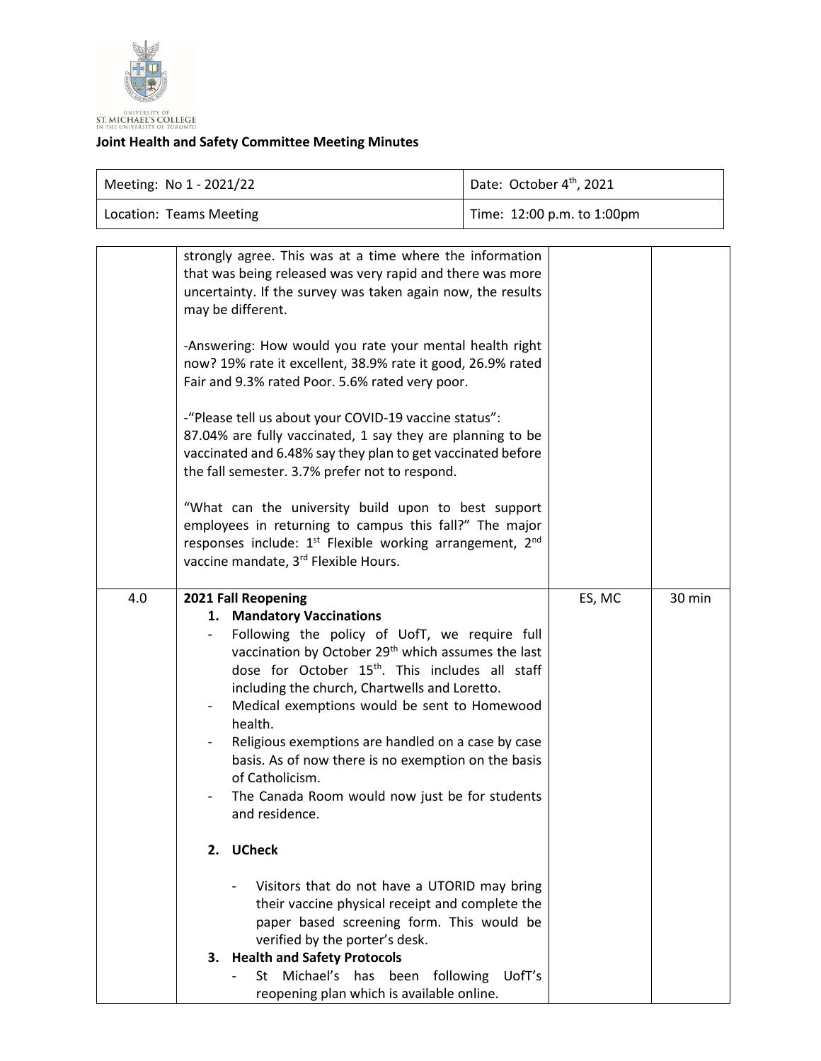**Joint Health and Safety Committee Meeting Minutes**

| Meeting: No 1 - 2021/22 | Date: October 4th, 2021 |
|---|---|
| Location: Teams Meeting | Time: 12:00 p.m. to 1:00pm |

| | | | |
|---|---|---|---|
| | strongly agree. This was at a time where the information that was being released was very rapid and there was more uncertainty. If the survey was taken again now, the results may be different.<br><br>-Answering: How would you rate your mental health right now? 19% rate it excellent, 38.9% rate it good, 26.9% rated Fair and 9.3% rated Poor. 5.6% rated very poor.<br><br>-"Please tell us about your COVID-19 vaccine status": 87.04% are fully vaccinated, 1 say they are planning to be vaccinated and 6.48% say they plan to get vaccinated before the fall semester. 3.7% prefer not to respond.<br><br>"What can the university build upon to best support employees in returning to campus this fall?" The major responses include: 1st Flexible working arrangement, 2nd vaccine mandate, 3rd Flexible Hours. | | |
| 4.0 | **2021 Fall Reopening**<br>1. **Mandatory Vaccinations**<br>- Following the policy of UofT, we require full vaccination by October 29th which assumes the last dose for October 15th. This includes all staff including the church, Chartwells and Loretto.<br>- Medical exemptions would be sent to Homewood health.<br>- Religious exemptions are handled on a case by case basis. As of now there is no exemption on the basis of Catholicism.<br>- The Canada Room would now just be for students and residence.<br><br>2. **UCheck**<br>- Visitors that do not have a UTORID may bring their vaccine physical receipt and complete the paper based screening form. This would be verified by the porter's desk.<br>3. **Health and Safety Protocols**<br>- St Michael's has been following UofT's reopening plan which is available online. | ES, MC | 30 min |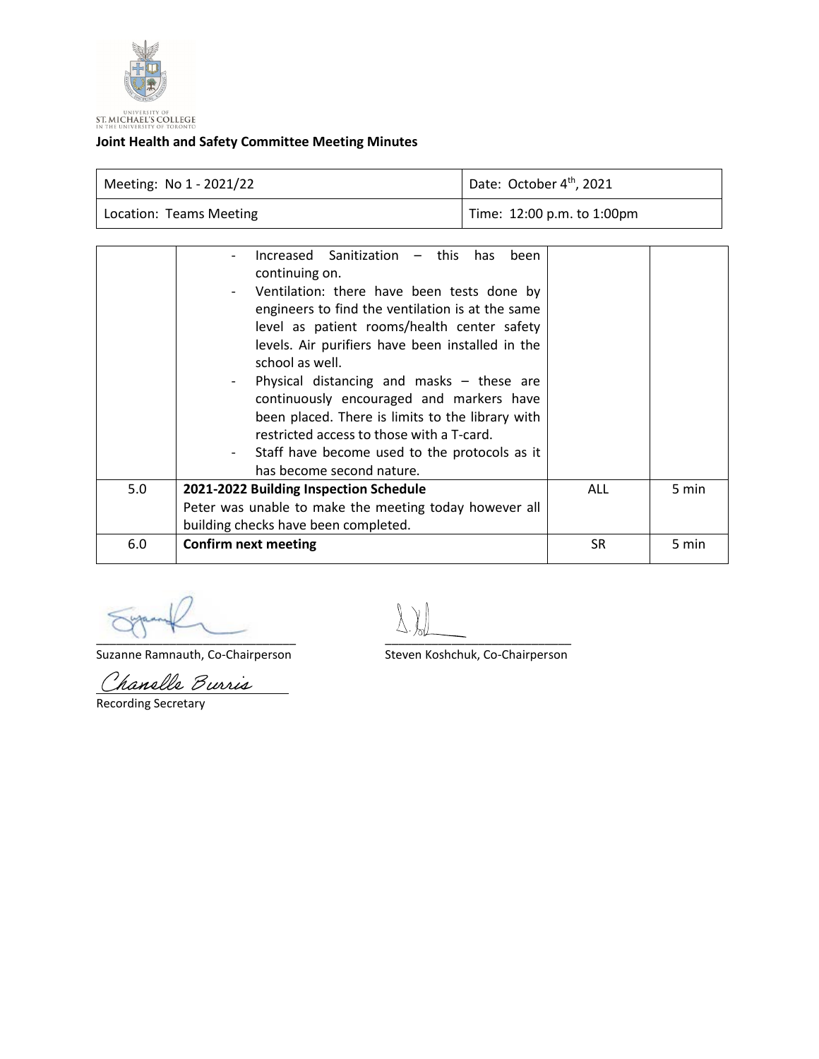UNIVERSITY OF ST. MICHAEL'S COLLEGE IN THE UNIVERSITY OF TORONTO

**Joint Health and Safety Committee Meeting Minutes**

| | |
|---|---|
| Meeting: No 1 - 2021/22 | Date: October 4th, 2021 |
| Location: Teams Meeting | Time: 12:00 p.m. to 1:00pm |

| | | | |
|---|---|---|---|
| | - Increased Sanitization – this has been continuing on.<br>- Ventilation: there have been tests done by engineers to find the ventilation is at the same level as patient rooms/health center safety levels. Air purifiers have been installed in the school as well.<br>- Physical distancing and masks – these are continuously encouraged and markers have been placed. There is limits to the library with restricted access to those with a T-card.<br>- Staff have become used to the protocols as it has become second nature. | | |
| 5.0 | **2021-2022 Building Inspection Schedule**<br>Peter was unable to make the meeting today however all building checks have been completed. | ALL | 5 min |
| 6.0 | **Confirm next meeting** | SR | 5 min |

Suzanne Ramnauth, Co-Chairperson

Steven Koshchuk, Co-Chairperson

Chanelle Burris
Recording Secretary